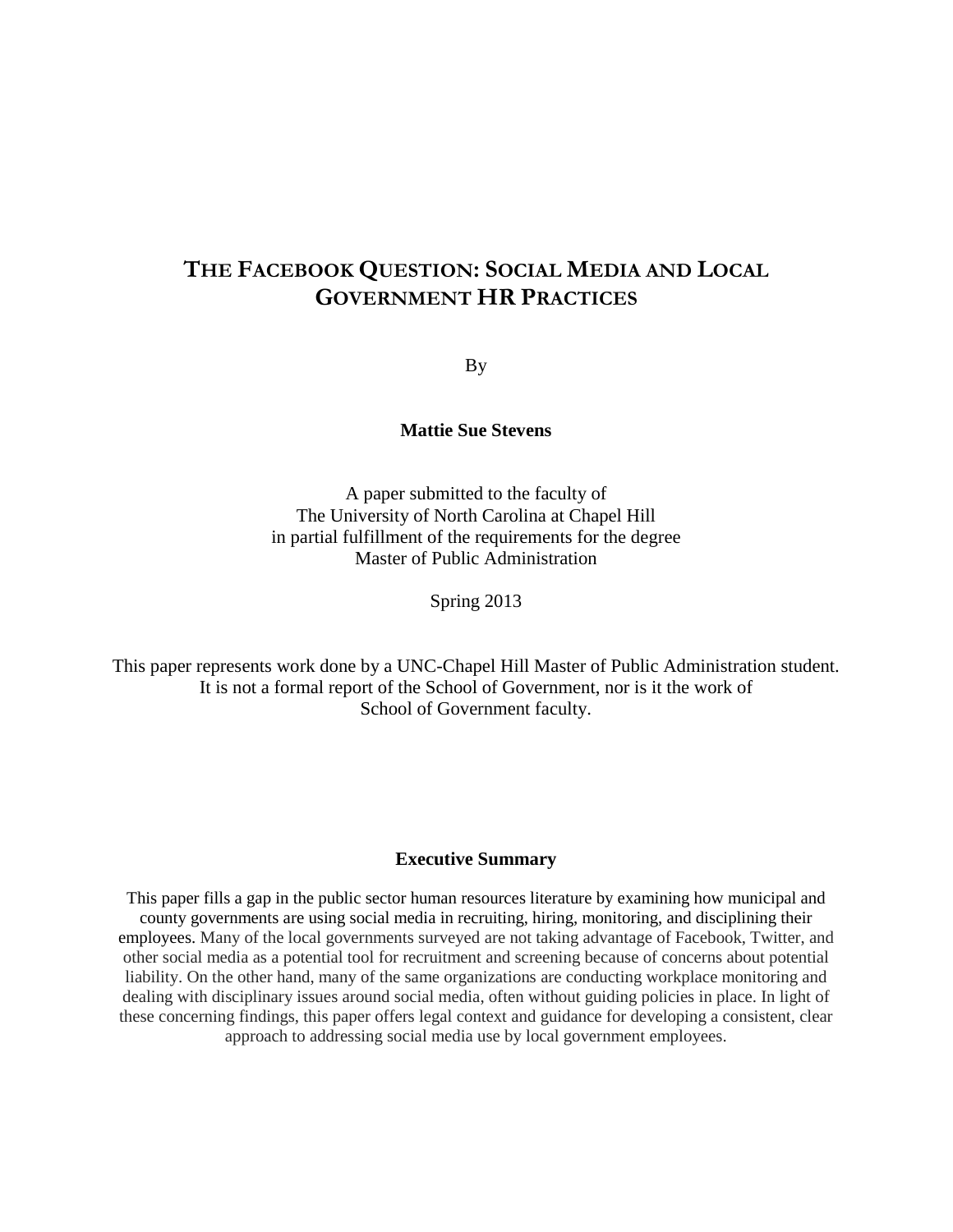# THE FACEBOOK QUESTION: SOCIAL MEDIA AND LOCAL GOVERNMENT HR PRACTICES

By

**Mattie Sue Stevens**

A paper submitted to the faculty of
The University of North Carolina at Chapel Hill
in partial fulfillment of the requirements for the degree
Master of Public Administration

Spring 2013

This paper represents work done by a UNC-Chapel Hill Master of Public Administration student. It is not a formal report of the School of Government, nor is it the work of School of Government faculty.

**Executive Summary**

This paper fills a gap in the public sector human resources literature by examining how municipal and county governments are using social media in recruiting, hiring, monitoring, and disciplining their employees. Many of the local governments surveyed are not taking advantage of Facebook, Twitter, and other social media as a potential tool for recruitment and screening because of concerns about potential liability. On the other hand, many of the same organizations are conducting workplace monitoring and dealing with disciplinary issues around social media, often without guiding policies in place. In light of these concerning findings, this paper offers legal context and guidance for developing a consistent, clear approach to addressing social media use by local government employees.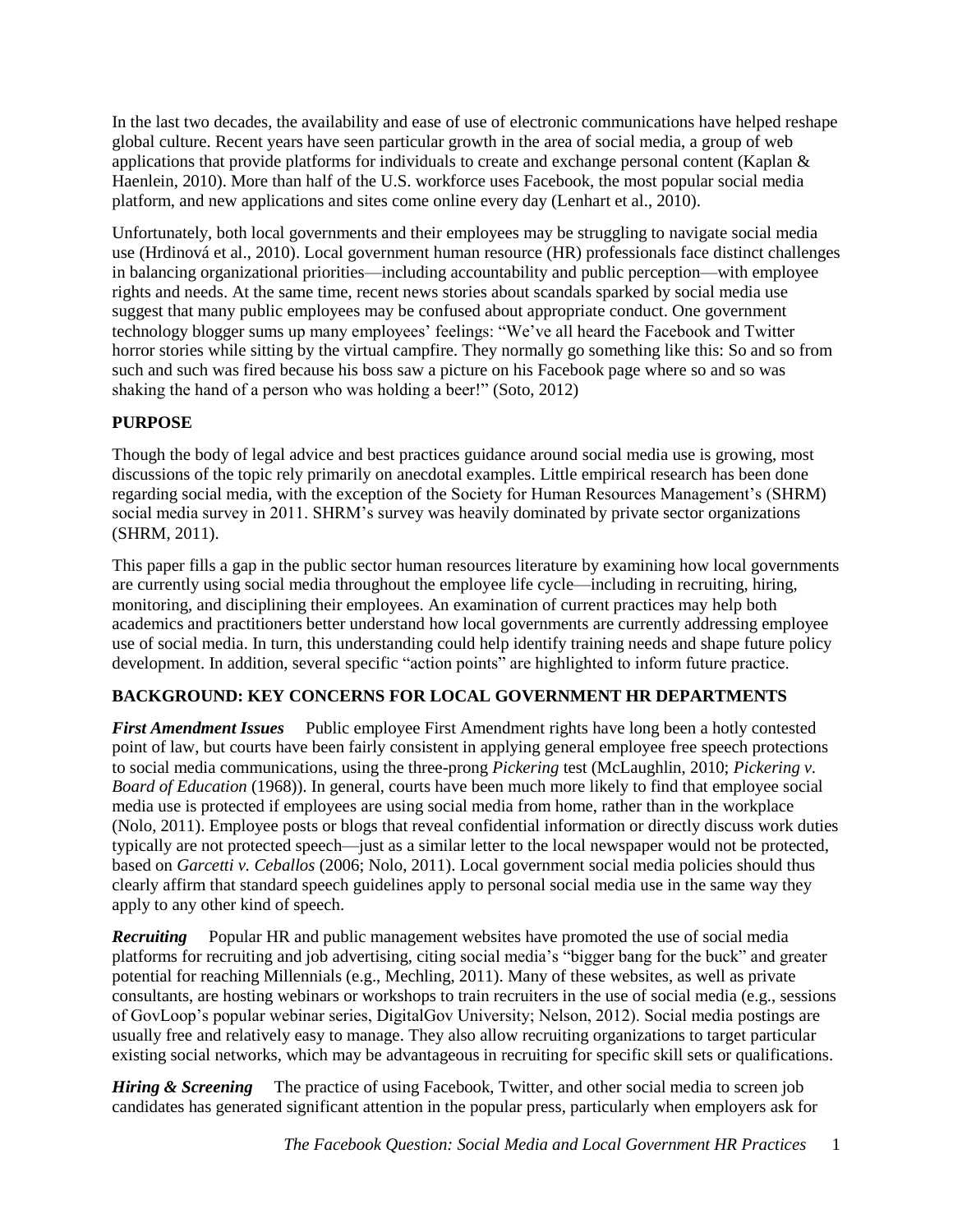In the last two decades, the availability and ease of use of electronic communications have helped reshape global culture. Recent years have seen particular growth in the area of social media, a group of web applications that provide platforms for individuals to create and exchange personal content (Kaplan & Haenlein, 2010). More than half of the U.S. workforce uses Facebook, the most popular social media platform, and new applications and sites come online every day (Lenhart et al., 2010).

Unfortunately, both local governments and their employees may be struggling to navigate social media use (Hrdinová et al., 2010). Local government human resource (HR) professionals face distinct challenges in balancing organizational priorities—including accountability and public perception—with employee rights and needs. At the same time, recent news stories about scandals sparked by social media use suggest that many public employees may be confused about appropriate conduct. One government technology blogger sums up many employees' feelings: "We've all heard the Facebook and Twitter horror stories while sitting by the virtual campfire. They normally go something like this: So and so from such and such was fired because his boss saw a picture on his Facebook page where so and so was shaking the hand of a person who was holding a beer!" (Soto, 2012)

## PURPOSE

Though the body of legal advice and best practices guidance around social media use is growing, most discussions of the topic rely primarily on anecdotal examples. Little empirical research has been done regarding social media, with the exception of the Society for Human Resources Management's (SHRM) social media survey in 2011. SHRM's survey was heavily dominated by private sector organizations (SHRM, 2011).

This paper fills a gap in the public sector human resources literature by examining how local governments are currently using social media throughout the employee life cycle—including in recruiting, hiring, monitoring, and disciplining their employees. An examination of current practices may help both academics and practitioners better understand how local governments are currently addressing employee use of social media. In turn, this understanding could help identify training needs and shape future policy development. In addition, several specific "action points" are highlighted to inform future practice.

## BACKGROUND: KEY CONCERNS FOR LOCAL GOVERNMENT HR DEPARTMENTS

***First Amendment Issues*** Public employee First Amendment rights have long been a hotly contested point of law, but courts have been fairly consistent in applying general employee free speech protections to social media communications, using the three-prong *Pickering* test (McLaughlin, 2010; *Pickering v. Board of Education* (1968)). In general, courts have been much more likely to find that employee social media use is protected if employees are using social media from home, rather than in the workplace (Nolo, 2011). Employee posts or blogs that reveal confidential information or directly discuss work duties typically are not protected speech—just as a similar letter to the local newspaper would not be protected, based on *Garcetti v. Ceballos* (2006; Nolo, 2011). Local government social media policies should thus clearly affirm that standard speech guidelines apply to personal social media use in the same way they apply to any other kind of speech.

***Recruiting*** Popular HR and public management websites have promoted the use of social media platforms for recruiting and job advertising, citing social media's "bigger bang for the buck" and greater potential for reaching Millennials (e.g., Mechling, 2011). Many of these websites, as well as private consultants, are hosting webinars or workshops to train recruiters in the use of social media (e.g., sessions of GovLoop's popular webinar series, DigitalGov University; Nelson, 2012). Social media postings are usually free and relatively easy to manage. They also allow recruiting organizations to target particular existing social networks, which may be advantageous in recruiting for specific skill sets or qualifications.

***Hiring & Screening*** The practice of using Facebook, Twitter, and other social media to screen job candidates has generated significant attention in the popular press, particularly when employers ask for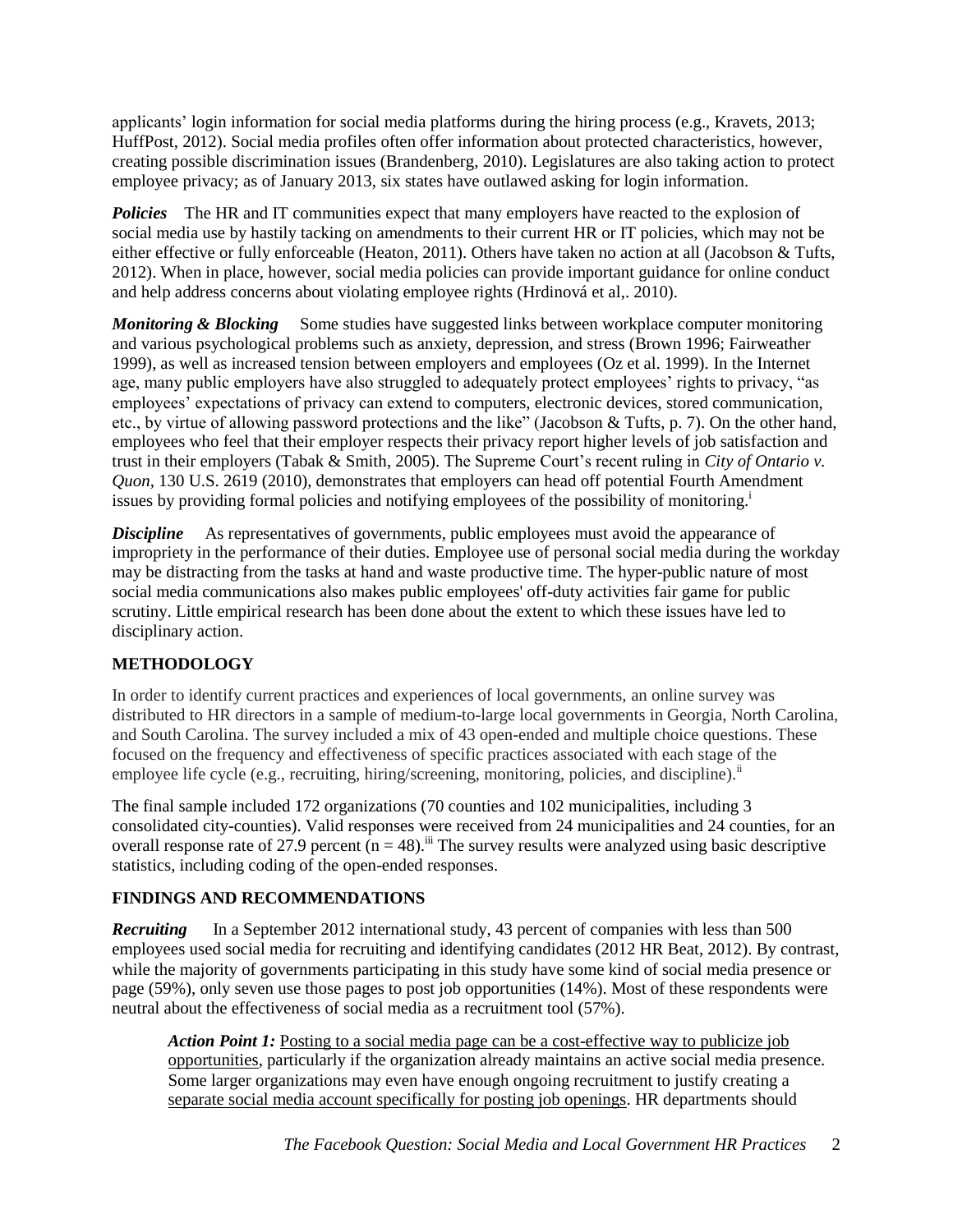applicants' login information for social media platforms during the hiring process (e.g., Kravets, 2013; HuffPost, 2012). Social media profiles often offer information about protected characteristics, however, creating possible discrimination issues (Brandenberg, 2010). Legislatures are also taking action to protect employee privacy; as of January 2013, six states have outlawed asking for login information.

***Policies*** The HR and IT communities expect that many employers have reacted to the explosion of social media use by hastily tacking on amendments to their current HR or IT policies, which may not be either effective or fully enforceable (Heaton, 2011). Others have taken no action at all (Jacobson & Tufts, 2012). When in place, however, social media policies can provide important guidance for online conduct and help address concerns about violating employee rights (Hrdinová et al,. 2010).

***Monitoring & Blocking*** Some studies have suggested links between workplace computer monitoring and various psychological problems such as anxiety, depression, and stress (Brown 1996; Fairweather 1999), as well as increased tension between employers and employees (Oz et al. 1999). In the Internet age, many public employers have also struggled to adequately protect employees' rights to privacy, "as employees' expectations of privacy can extend to computers, electronic devices, stored communication, etc., by virtue of allowing password protections and the like" (Jacobson & Tufts, p. 7). On the other hand, employees who feel that their employer respects their privacy report higher levels of job satisfaction and trust in their employers (Tabak & Smith, 2005). The Supreme Court's recent ruling in *City of Ontario v. Quon*, 130 U.S. 2619 (2010), demonstrates that employers can head off potential Fourth Amendment issues by providing formal policies and notifying employees of the possibility of monitoring.[i]

***Discipline*** As representatives of governments, public employees must avoid the appearance of impropriety in the performance of their duties. Employee use of personal social media during the workday may be distracting from the tasks at hand and waste productive time. The hyper-public nature of most social media communications also makes public employees' off-duty activities fair game for public scrutiny. Little empirical research has been done about the extent to which these issues have led to disciplinary action.

## METHODOLOGY

In order to identify current practices and experiences of local governments, an online survey was distributed to HR directors in a sample of medium-to-large local governments in Georgia, North Carolina, and South Carolina. The survey included a mix of 43 open-ended and multiple choice questions. These focused on the frequency and effectiveness of specific practices associated with each stage of the employee life cycle (e.g., recruiting, hiring/screening, monitoring, policies, and discipline).[ii]

The final sample included 172 organizations (70 counties and 102 municipalities, including 3 consolidated city-counties). Valid responses were received from 24 municipalities and 24 counties, for an overall response rate of 27.9 percent ($n = 48$).[iii] The survey results were analyzed using basic descriptive statistics, including coding of the open-ended responses.

## FINDINGS AND RECOMMENDATIONS

***Recruiting*** In a September 2012 international study, 43 percent of companies with less than 500 employees used social media for recruiting and identifying candidates (2012 HR Beat, 2012). By contrast, while the majority of governments participating in this study have some kind of social media presence or page (59%), only seven use those pages to post job opportunities (14%). Most of these respondents were neutral about the effectiveness of social media as a recruitment tool (57%).

> ***Action Point 1:*** Posting to a social media page can be a cost-effective way to publicize job opportunities, particularly if the organization already maintains an active social media presence. Some larger organizations may even have enough ongoing recruitment to justify creating a separate social media account specifically for posting job openings. HR departments should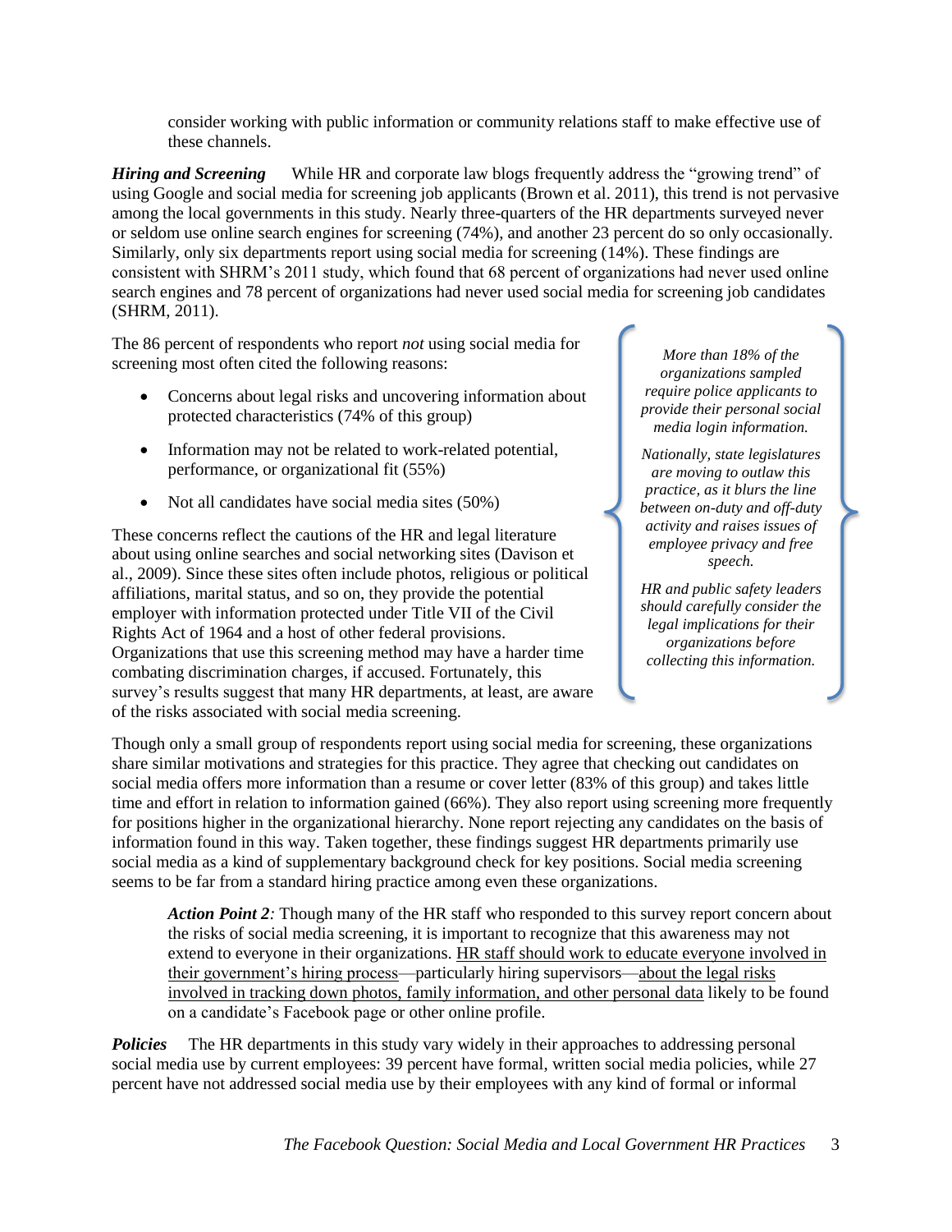consider working with public information or community relations staff to make effective use of these channels.

***Hiring and Screening*** While HR and corporate law blogs frequently address the "growing trend" of using Google and social media for screening job applicants (Brown et al. 2011), this trend is not pervasive among the local governments in this study. Nearly three-quarters of the HR departments surveyed never or seldom use online search engines for screening (74%), and another 23 percent do so only occasionally. Similarly, only six departments report using social media for screening (14%). These findings are consistent with SHRM's 2011 study, which found that 68 percent of organizations had never used online search engines and 78 percent of organizations had never used social media for screening job candidates (SHRM, 2011).

The 86 percent of respondents who report *not* using social media for screening most often cited the following reasons:

- Concerns about legal risks and uncovering information about protected characteristics (74% of this group)
- Information may not be related to work-related potential, performance, or organizational fit (55%)
- Not all candidates have social media sites (50%)

These concerns reflect the cautions of the HR and legal literature about using online searches and social networking sites (Davison et al., 2009). Since these sites often include photos, religious or political affiliations, marital status, and so on, they provide the potential employer with information protected under Title VII of the Civil Rights Act of 1964 and a host of other federal provisions. Organizations that use this screening method may have a harder time combating discrimination charges, if accused. Fortunately, this survey's results suggest that many HR departments, at least, are aware of the risks associated with social media screening.

> *More than 18% of the organizations sampled require police applicants to provide their personal social media login information.*
>
> *Nationally, state legislatures are moving to outlaw this practice, as it blurs the line between on-duty and off-duty activity and raises issues of employee privacy and free speech.*
>
> *HR and public safety leaders should carefully consider the legal implications for their organizations before collecting this information.*

Though only a small group of respondents report using social media for screening, these organizations share similar motivations and strategies for this practice. They agree that checking out candidates on social media offers more information than a resume or cover letter (83% of this group) and takes little time and effort in relation to information gained (66%). They also report using screening more frequently for positions higher in the organizational hierarchy. None report rejecting any candidates on the basis of information found in this way. Taken together, these findings suggest HR departments primarily use social media as a kind of supplementary background check for key positions. Social media screening seems to be far from a standard hiring practice among even these organizations.

> ***Action Point 2:*** Though many of the HR staff who responded to this survey report concern about the risks of social media screening, it is important to recognize that this awareness may not extend to everyone in their organizations. <u>HR staff should work to educate everyone involved in their government's hiring process</u>—particularly hiring supervisors—<u>about the legal risks involved in tracking down photos, family information, and other personal data</u> likely to be found on a candidate's Facebook page or other online profile.

***Policies*** The HR departments in this study vary widely in their approaches to addressing personal social media use by current employees: 39 percent have formal, written social media policies, while 27 percent have not addressed social media use by their employees with any kind of formal or informal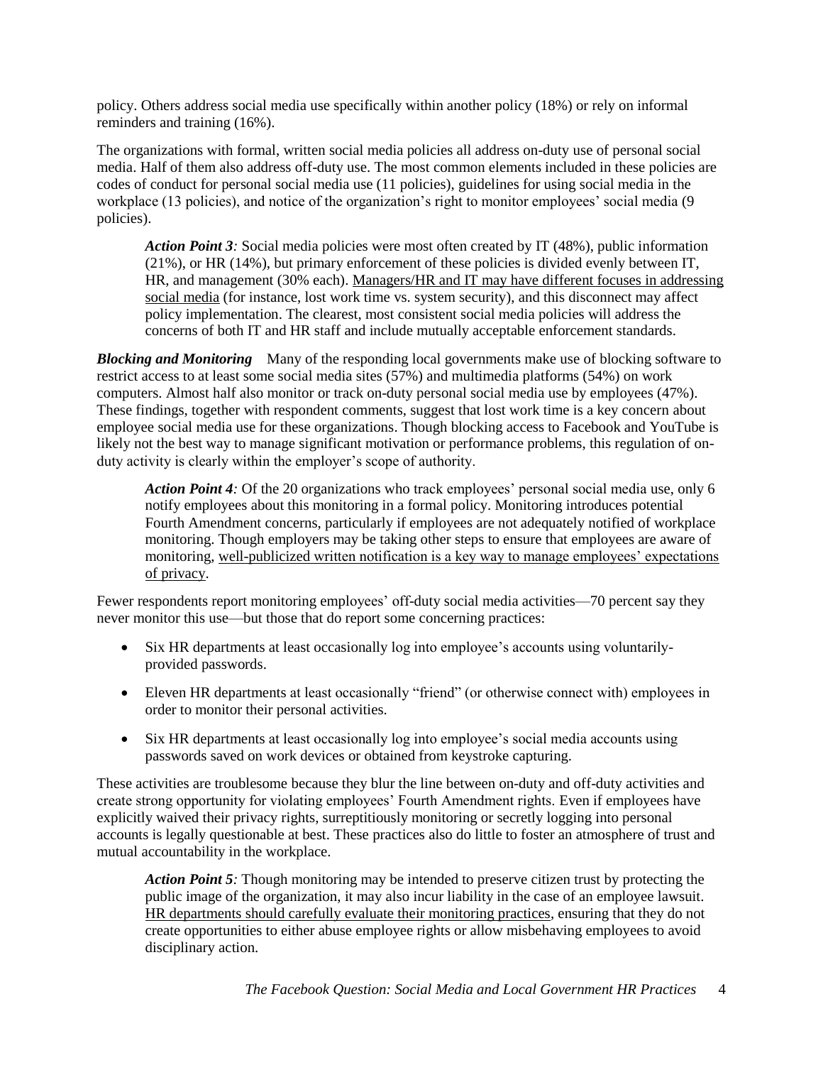policy. Others address social media use specifically within another policy (18%) or rely on informal reminders and training (16%).

The organizations with formal, written social media policies all address on-duty use of personal social media. Half of them also address off-duty use. The most common elements included in these policies are codes of conduct for personal social media use (11 policies), guidelines for using social media in the workplace (13 policies), and notice of the organization's right to monitor employees' social media (9 policies).

> ***Action Point 3:*** Social media policies were most often created by IT (48%), public information (21%), or HR (14%), but primary enforcement of these policies is divided evenly between IT, HR, and management (30% each). <u>Managers/HR and IT may have different focuses in addressing social media</u> (for instance, lost work time vs. system security), and this disconnect may affect policy implementation. The clearest, most consistent social media policies will address the concerns of both IT and HR staff and include mutually acceptable enforcement standards.

***Blocking and Monitoring*** Many of the responding local governments make use of blocking software to restrict access to at least some social media sites (57%) and multimedia platforms (54%) on work computers. Almost half also monitor or track on-duty personal social media use by employees (47%). These findings, together with respondent comments, suggest that lost work time is a key concern about employee social media use for these organizations. Though blocking access to Facebook and YouTube is likely not the best way to manage significant motivation or performance problems, this regulation of on-duty activity is clearly within the employer's scope of authority.

> ***Action Point 4:*** Of the 20 organizations who track employees' personal social media use, only 6 notify employees about this monitoring in a formal policy. Monitoring introduces potential Fourth Amendment concerns, particularly if employees are not adequately notified of workplace monitoring. Though employers may be taking other steps to ensure that employees are aware of monitoring, <u>well-publicized written notification is a key way to manage employees' expectations of privacy</u>.

Fewer respondents report monitoring employees' off-duty social media activities—70 percent say they never monitor this use—but those that do report some concerning practices:

- Six HR departments at least occasionally log into employee's accounts using voluntarily-provided passwords.
- Eleven HR departments at least occasionally "friend" (or otherwise connect with) employees in order to monitor their personal activities.
- Six HR departments at least occasionally log into employee's social media accounts using passwords saved on work devices or obtained from keystroke capturing.

These activities are troublesome because they blur the line between on-duty and off-duty activities and create strong opportunity for violating employees' Fourth Amendment rights. Even if employees have explicitly waived their privacy rights, surreptitiously monitoring or secretly logging into personal accounts is legally questionable at best. These practices also do little to foster an atmosphere of trust and mutual accountability in the workplace.

> ***Action Point 5:*** Though monitoring may be intended to preserve citizen trust by protecting the public image of the organization, it may also incur liability in the case of an employee lawsuit. <u>HR departments should carefully evaluate their monitoring practices</u>, ensuring that they do not create opportunities to either abuse employee rights or allow misbehaving employees to avoid disciplinary action.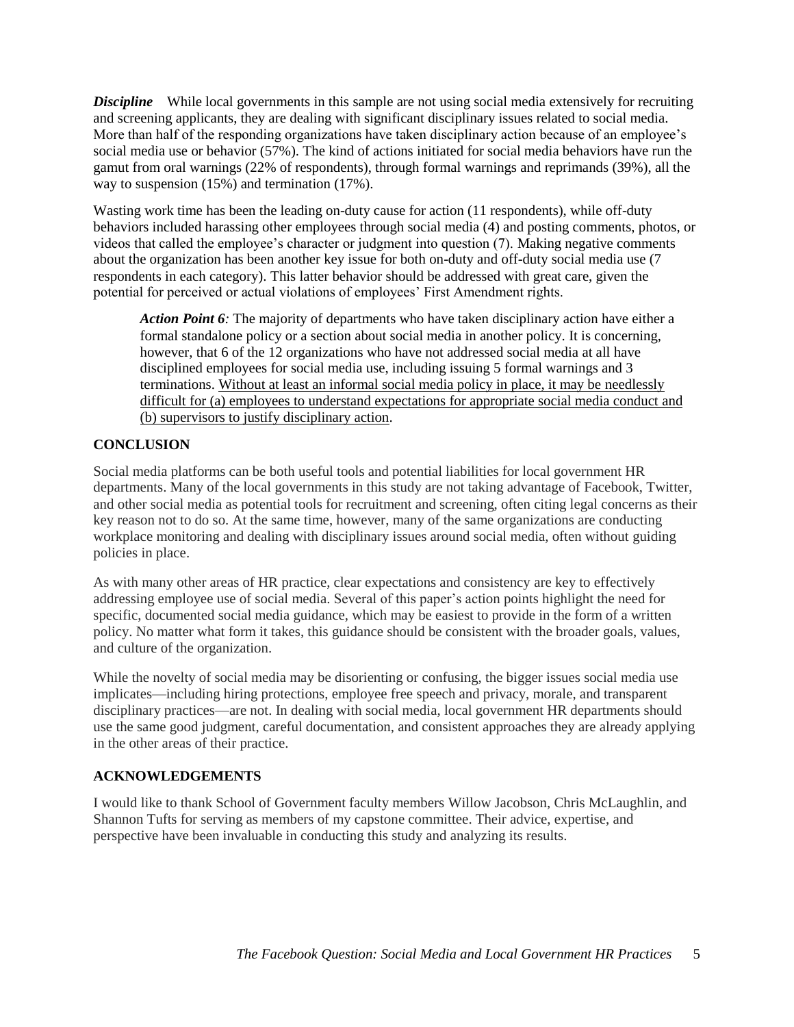***Discipline*** While local governments in this sample are not using social media extensively for recruiting and screening applicants, they are dealing with significant disciplinary issues related to social media. More than half of the responding organizations have taken disciplinary action because of an employee's social media use or behavior (57%). The kind of actions initiated for social media behaviors have run the gamut from oral warnings (22% of respondents), through formal warnings and reprimands (39%), all the way to suspension (15%) and termination (17%).

Wasting work time has been the leading on-duty cause for action (11 respondents), while off-duty behaviors included harassing other employees through social media (4) and posting comments, photos, or videos that called the employee's character or judgment into question (7). Making negative comments about the organization has been another key issue for both on-duty and off-duty social media use (7 respondents in each category). This latter behavior should be addressed with great care, given the potential for perceived or actual violations of employees' First Amendment rights.

> ***Action Point 6****:* The majority of departments who have taken disciplinary action have either a formal standalone policy or a section about social media in another policy. It is concerning, however, that 6 of the 12 organizations who have not addressed social media at all have disciplined employees for social media use, including issuing 5 formal warnings and 3 terminations. <u>Without at least an informal social media policy in place, it may be needlessly difficult for (a) employees to understand expectations for appropriate social media conduct and (b) supervisors to justify disciplinary action</u>.

## CONCLUSION

Social media platforms can be both useful tools and potential liabilities for local government HR departments. Many of the local governments in this study are not taking advantage of Facebook, Twitter, and other social media as potential tools for recruitment and screening, often citing legal concerns as their key reason not to do so. At the same time, however, many of the same organizations are conducting workplace monitoring and dealing with disciplinary issues around social media, often without guiding policies in place.

As with many other areas of HR practice, clear expectations and consistency are key to effectively addressing employee use of social media. Several of this paper's action points highlight the need for specific, documented social media guidance, which may be easiest to provide in the form of a written policy. No matter what form it takes, this guidance should be consistent with the broader goals, values, and culture of the organization.

While the novelty of social media may be disorienting or confusing, the bigger issues social media use implicates—including hiring protections, employee free speech and privacy, morale, and transparent disciplinary practices—are not. In dealing with social media, local government HR departments should use the same good judgment, careful documentation, and consistent approaches they are already applying in the other areas of their practice.

## ACKNOWLEDGEMENTS

I would like to thank School of Government faculty members Willow Jacobson, Chris McLaughlin, and Shannon Tufts for serving as members of my capstone committee. Their advice, expertise, and perspective have been invaluable in conducting this study and analyzing its results.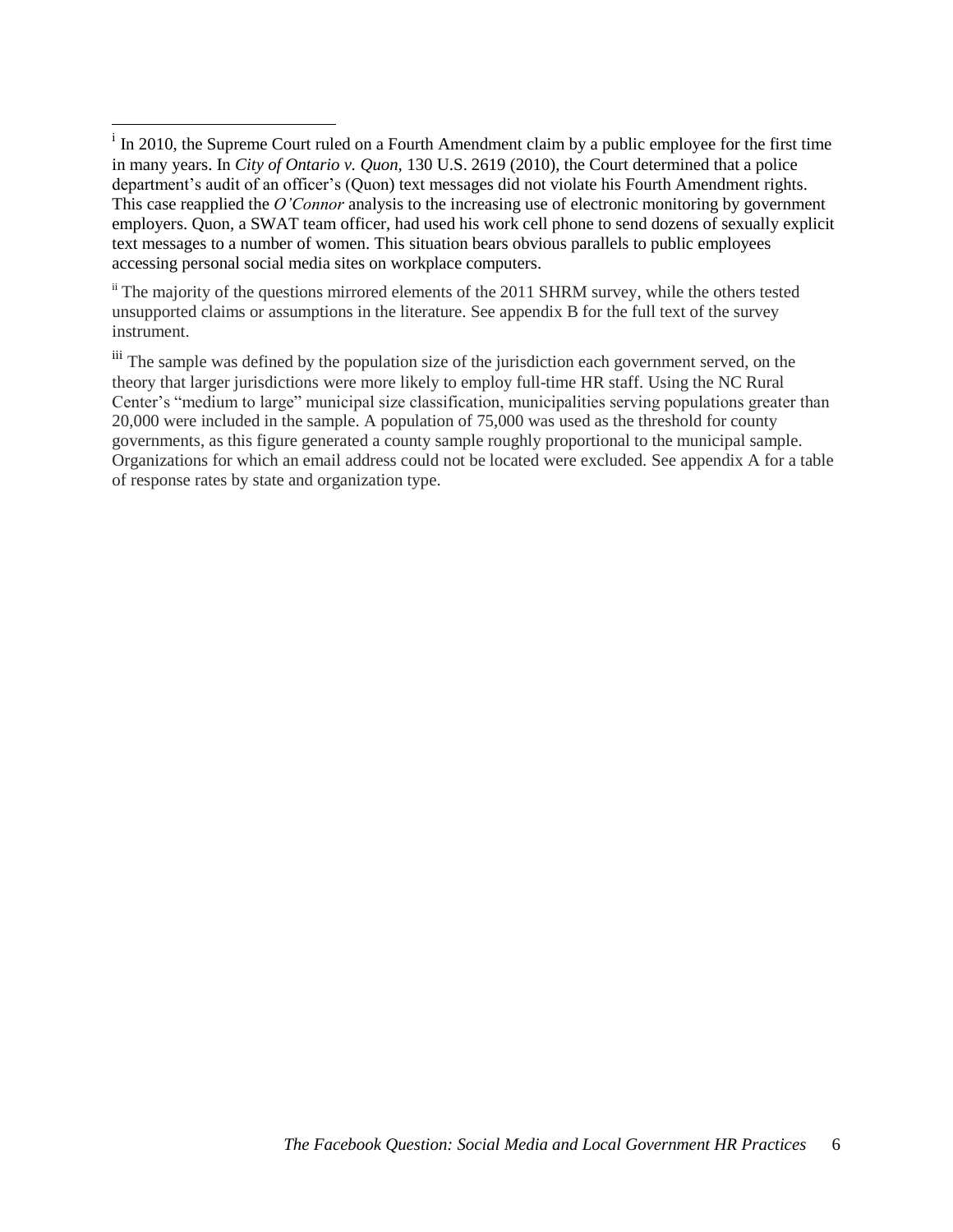[i] In 2010, the Supreme Court ruled on a Fourth Amendment claim by a public employee for the first time in many years. In *City of Ontario v. Quon*, 130 U.S. 2619 (2010), the Court determined that a police department's audit of an officer's (Quon) text messages did not violate his Fourth Amendment rights. This case reapplied the *O'Connor* analysis to the increasing use of electronic monitoring by government employers. Quon, a SWAT team officer, had used his work cell phone to send dozens of sexually explicit text messages to a number of women. This situation bears obvious parallels to public employees accessing personal social media sites on workplace computers.

[ii] The majority of the questions mirrored elements of the 2011 SHRM survey, while the others tested unsupported claims or assumptions in the literature. See appendix B for the full text of the survey instrument.

[iii] The sample was defined by the population size of the jurisdiction each government served, on the theory that larger jurisdictions were more likely to employ full-time HR staff. Using the NC Rural Center's "medium to large" municipal size classification, municipalities serving populations greater than 20,000 were included in the sample. A population of 75,000 was used as the threshold for county governments, as this figure generated a county sample roughly proportional to the municipal sample. Organizations for which an email address could not be located were excluded. See appendix A for a table of response rates by state and organization type.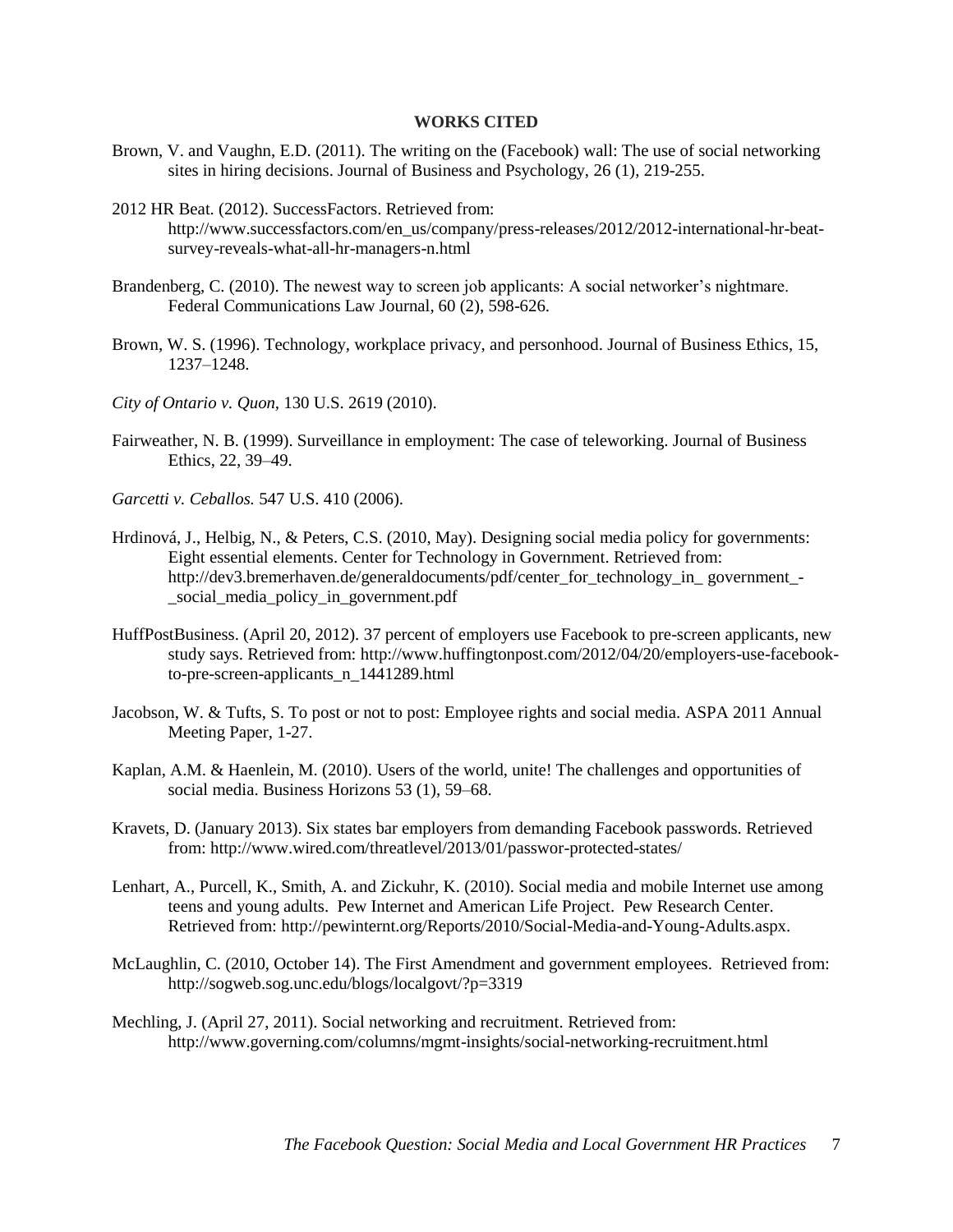## WORKS CITED

Brown, V. and Vaughn, E.D. (2011). The writing on the (Facebook) wall: The use of social networking sites in hiring decisions. Journal of Business and Psychology, 26 (1), 219-255.

2012 HR Beat. (2012). SuccessFactors. Retrieved from: http://www.successfactors.com/en_us/company/press-releases/2012/2012-international-hr-beat-survey-reveals-what-all-hr-managers-n.html

Brandenberg, C. (2010). The newest way to screen job applicants: A social networker's nightmare. Federal Communications Law Journal, 60 (2), 598-626.

Brown, W. S. (1996). Technology, workplace privacy, and personhood. Journal of Business Ethics, 15, 1237–1248.

*City of Ontario v. Quon*, 130 U.S. 2619 (2010).

Fairweather, N. B. (1999). Surveillance in employment: The case of teleworking. Journal of Business Ethics, 22, 39–49.

*Garcetti v. Ceballos.* 547 U.S. 410 (2006).

Hrdinová, J., Helbig, N., & Peters, C.S. (2010, May). Designing social media policy for governments: Eight essential elements. Center for Technology in Government. Retrieved from: http://dev3.bremerhaven.de/generaldocuments/pdf/center_for_technology_in_ government_-_social_media_policy_in_government.pdf

HuffPostBusiness. (April 20, 2012). 37 percent of employers use Facebook to pre-screen applicants, new study says. Retrieved from: http://www.huffingtonpost.com/2012/04/20/employers-use-facebook-to-pre-screen-applicants_n_1441289.html

Jacobson, W. & Tufts, S. To post or not to post: Employee rights and social media. ASPA 2011 Annual Meeting Paper, 1-27.

Kaplan, A.M. & Haenlein, M. (2010). Users of the world, unite! The challenges and opportunities of social media. Business Horizons 53 (1), 59–68.

Kravets, D. (January 2013). Six states bar employers from demanding Facebook passwords. Retrieved from: http://www.wired.com/threatlevel/2013/01/passwor-protected-states/

Lenhart, A., Purcell, K., Smith, A. and Zickuhr, K. (2010). Social media and mobile Internet use among teens and young adults. Pew Internet and American Life Project. Pew Research Center. Retrieved from: http://pewinternt.org/Reports/2010/Social-Media-and-Young-Adults.aspx.

McLaughlin, C. (2010, October 14). The First Amendment and government employees. Retrieved from: http://sogweb.sog.unc.edu/blogs/localgovt/?p=3319

Mechling, J. (April 27, 2011). Social networking and recruitment. Retrieved from: http://www.governing.com/columns/mgmt-insights/social-networking-recruitment.html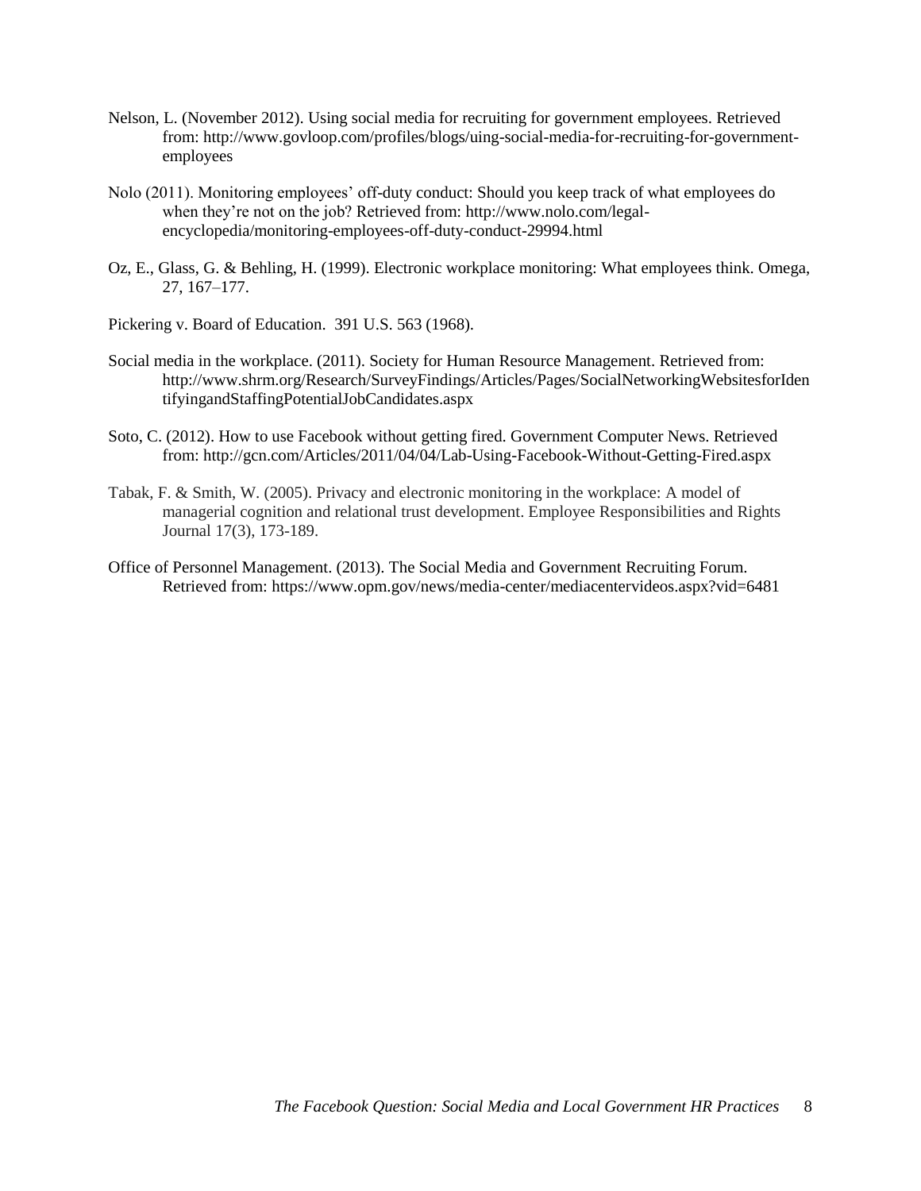Nelson, L. (November 2012). Using social media for recruiting for government employees. Retrieved from: http://www.govloop.com/profiles/blogs/uing-social-media-for-recruiting-for-government-employees

Nolo (2011). Monitoring employees' off-duty conduct: Should you keep track of what employees do when they're not on the job? Retrieved from: http://www.nolo.com/legal-encyclopedia/monitoring-employees-off-duty-conduct-29994.html

Oz, E., Glass, G. & Behling, H. (1999). Electronic workplace monitoring: What employees think. Omega, 27, 167–177.

Pickering v. Board of Education. 391 U.S. 563 (1968).

Social media in the workplace. (2011). Society for Human Resource Management. Retrieved from: http://www.shrm.org/Research/SurveyFindings/Articles/Pages/SocialNetworkingWebsitesforIdentifyingandStaffingPotentialJobCandidates.aspx

Soto, C. (2012). How to use Facebook without getting fired. Government Computer News. Retrieved from: http://gcn.com/Articles/2011/04/04/Lab-Using-Facebook-Without-Getting-Fired.aspx

Tabak, F. & Smith, W. (2005). Privacy and electronic monitoring in the workplace: A model of managerial cognition and relational trust development. Employee Responsibilities and Rights Journal 17(3), 173-189.

Office of Personnel Management. (2013). The Social Media and Government Recruiting Forum. Retrieved from: https://www.opm.gov/news/media-center/mediacentervideos.aspx?vid=6481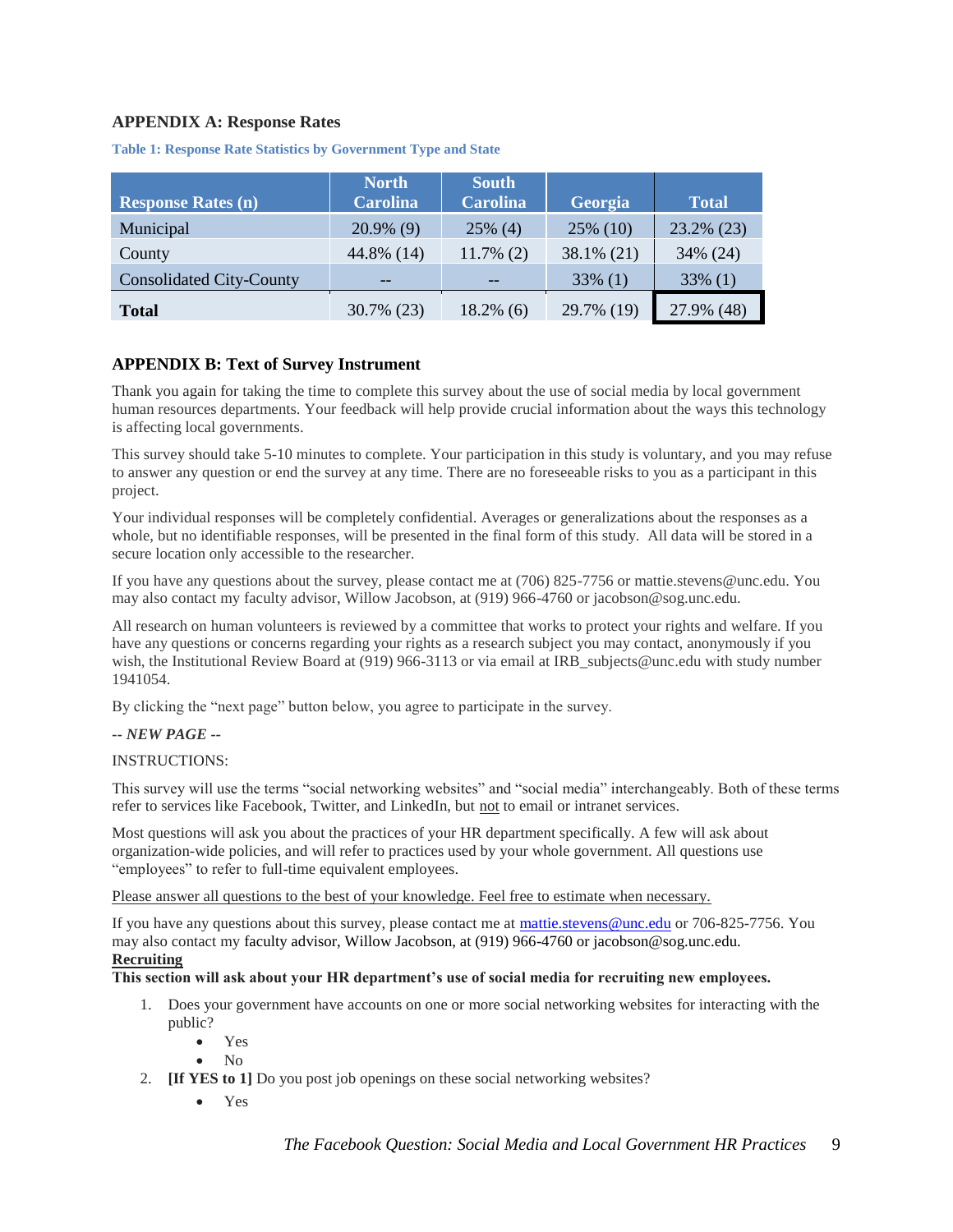## APPENDIX A: Response Rates

**Table 1: Response Rate Statistics by Government Type and State**

| Response Rates (n) | North Carolina | South Carolina | Georgia | Total |
|---|---|---|---|---|
| Municipal | 20.9% (9) | 25% (4) | 25% (10) | 23.2% (23) |
| County | 44.8% (14) | 11.7% (2) | 38.1% (21) | 34% (24) |
| Consolidated City-County | -- | -- | 33% (1) | 33% (1) |
| **Total** | 30.7% (23) | 18.2% (6) | 29.7% (19) | 27.9% (48) |

## APPENDIX B: Text of Survey Instrument

Thank you again for taking the time to complete this survey about the use of social media by local government human resources departments. Your feedback will help provide crucial information about the ways this technology is affecting local governments.

This survey should take 5-10 minutes to complete. Your participation in this study is voluntary, and you may refuse to answer any question or end the survey at any time. There are no foreseeable risks to you as a participant in this project.

Your individual responses will be completely confidential. Averages or generalizations about the responses as a whole, but no identifiable responses, will be presented in the final form of this study. All data will be stored in a secure location only accessible to the researcher.

If you have any questions about the survey, please contact me at (706) 825-7756 or mattie.stevens@unc.edu. You may also contact my faculty advisor, Willow Jacobson, at (919) 966-4760 or jacobson@sog.unc.edu.

All research on human volunteers is reviewed by a committee that works to protect your rights and welfare. If you have any questions or concerns regarding your rights as a research subject you may contact, anonymously if you wish, the Institutional Review Board at (919) 966-3113 or via email at IRB_subjects@unc.edu with study number 1941054.

By clicking the "next page" button below, you agree to participate in the survey.

*-- **NEW PAGE** --*

INSTRUCTIONS:

This survey will use the terms "social networking websites" and "social media" interchangeably. Both of these terms refer to services like Facebook, Twitter, and LinkedIn, but not to email or intranet services.

Most questions will ask you about the practices of your HR department specifically. A few will ask about organization-wide policies, and will refer to practices used by your whole government. All questions use "employees" to refer to full-time equivalent employees.

Please answer all questions to the best of your knowledge. Feel free to estimate when necessary.

If you have any questions about this survey, please contact me at mattie.stevens@unc.edu or 706-825-7756. You may also contact my faculty advisor, Willow Jacobson, at (919) 966-4760 or jacobson@sog.unc.edu.

**Recruiting**

**This section will ask about your HR department's use of social media for recruiting new employees.**

1. Does your government have accounts on one or more social networking websites for interacting with the public?
   - Yes
   - No
2. **[If YES to 1]** Do you post job openings on these social networking websites?
   - Yes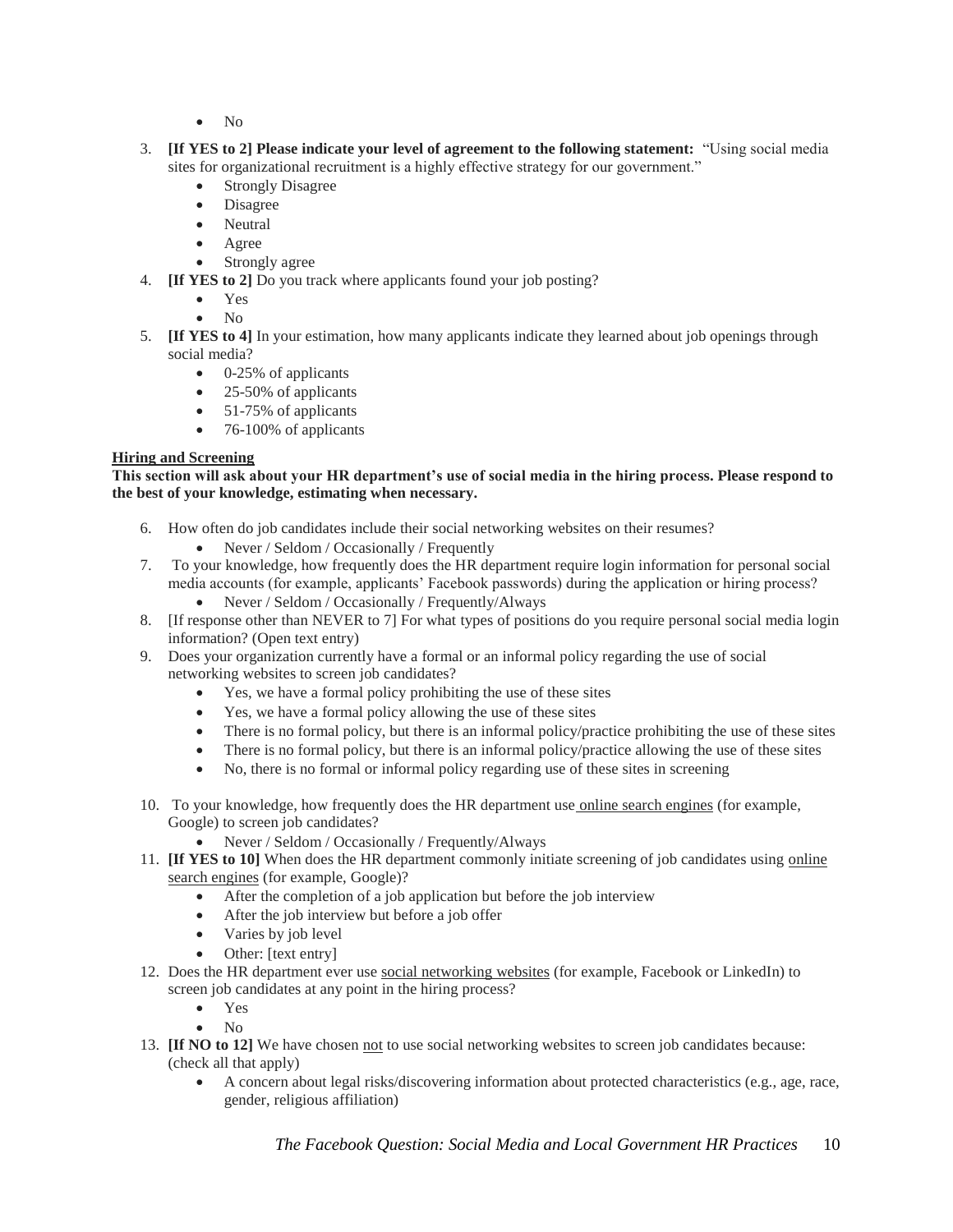- No

3. **[If YES to 2] Please indicate your level of agreement to the following statement:** "Using social media sites for organizational recruitment is a highly effective strategy for our government."
   - Strongly Disagree
   - Disagree
   - Neutral
   - Agree
   - Strongly agree
4. **[If YES to 2]** Do you track where applicants found your job posting?
   - Yes
   - No
5. **[If YES to 4]** In your estimation, how many applicants indicate they learned about job openings through social media?
   - 0-25% of applicants
   - 25-50% of applicants
   - 51-75% of applicants
   - 76-100% of applicants

**Hiring and Screening**

**This section will ask about your HR department's use of social media in the hiring process. Please respond to the best of your knowledge, estimating when necessary.**

6. How often do job candidates include their social networking websites on their resumes?
   - Never / Seldom / Occasionally / Frequently
7. To your knowledge, how frequently does the HR department require login information for personal social media accounts (for example, applicants' Facebook passwords) during the application or hiring process?
   - Never / Seldom / Occasionally / Frequently/Always
8. [If response other than NEVER to 7] For what types of positions do you require personal social media login information? (Open text entry)
9. Does your organization currently have a formal or an informal policy regarding the use of social networking websites to screen job candidates?
   - Yes, we have a formal policy prohibiting the use of these sites
   - Yes, we have a formal policy allowing the use of these sites
   - There is no formal policy, but there is an informal policy/practice prohibiting the use of these sites
   - There is no formal policy, but there is an informal policy/practice allowing the use of these sites
   - No, there is no formal or informal policy regarding use of these sites in screening
10. To your knowledge, how frequently does the HR department use online search engines (for example, Google) to screen job candidates?
    - Never / Seldom / Occasionally / Frequently/Always
11. **[If YES to 10]** When does the HR department commonly initiate screening of job candidates using online search engines (for example, Google)?
    - After the completion of a job application but before the job interview
    - After the job interview but before a job offer
    - Varies by job level
    - Other: [text entry]
12. Does the HR department ever use social networking websites (for example, Facebook or LinkedIn) to screen job candidates at any point in the hiring process?
    - Yes
    - No
13. **[If NO to 12]** We have chosen not to use social networking websites to screen job candidates because: (check all that apply)
    - A concern about legal risks/discovering information about protected characteristics (e.g., age, race, gender, religious affiliation)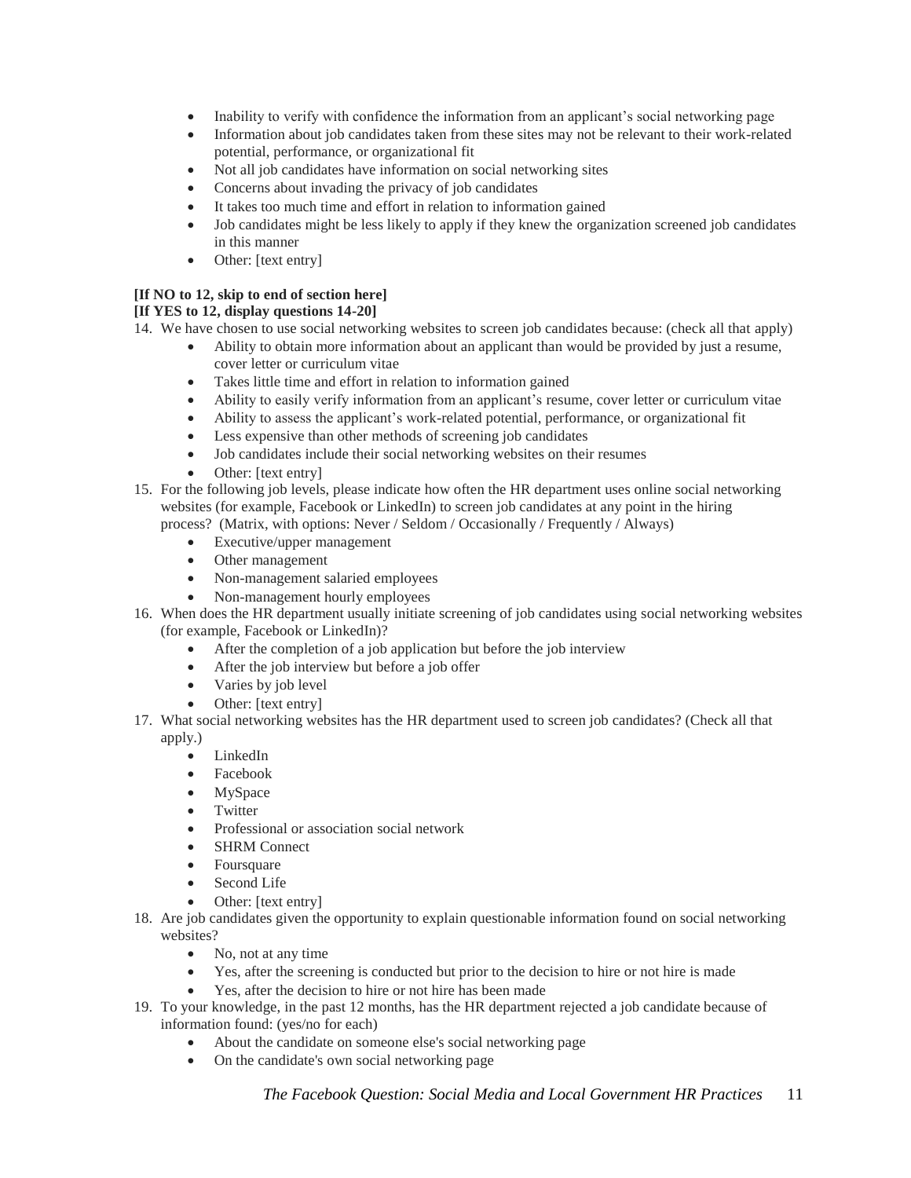- Inability to verify with confidence the information from an applicant's social networking page
- Information about job candidates taken from these sites may not be relevant to their work-related potential, performance, or organizational fit
- Not all job candidates have information on social networking sites
- Concerns about invading the privacy of job candidates
- It takes too much time and effort in relation to information gained
- Job candidates might be less likely to apply if they knew the organization screened job candidates in this manner
- Other: [text entry]

**[If NO to 12, skip to end of section here]**
**[If YES to 12, display questions 14-20]**

14. We have chosen to use social networking websites to screen job candidates because: (check all that apply)
    - Ability to obtain more information about an applicant than would be provided by just a resume, cover letter or curriculum vitae
    - Takes little time and effort in relation to information gained
    - Ability to easily verify information from an applicant's resume, cover letter or curriculum vitae
    - Ability to assess the applicant's work-related potential, performance, or organizational fit
    - Less expensive than other methods of screening job candidates
    - Job candidates include their social networking websites on their resumes
    - Other: [text entry]
15. For the following job levels, please indicate how often the HR department uses online social networking websites (for example, Facebook or LinkedIn) to screen job candidates at any point in the hiring process? (Matrix, with options: Never / Seldom / Occasionally / Frequently / Always)
    - Executive/upper management
    - Other management
    - Non-management salaried employees
    - Non-management hourly employees
16. When does the HR department usually initiate screening of job candidates using social networking websites (for example, Facebook or LinkedIn)?
    - After the completion of a job application but before the job interview
    - After the job interview but before a job offer
    - Varies by job level
    - Other: [text entry]
17. What social networking websites has the HR department used to screen job candidates? (Check all that apply.)
    - LinkedIn
    - Facebook
    - MySpace
    - Twitter
    - Professional or association social network
    - SHRM Connect
    - Foursquare
    - Second Life
    - Other: [text entry]
18. Are job candidates given the opportunity to explain questionable information found on social networking websites?
    - No, not at any time
    - Yes, after the screening is conducted but prior to the decision to hire or not hire is made
    - Yes, after the decision to hire or not hire has been made
19. To your knowledge, in the past 12 months, has the HR department rejected a job candidate because of information found: (yes/no for each)
    - About the candidate on someone else's social networking page
    - On the candidate's own social networking page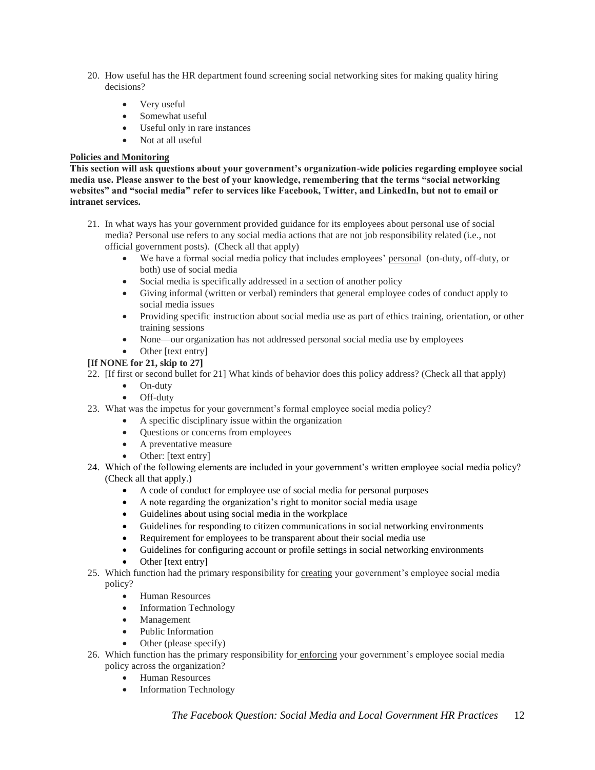20. How useful has the HR department found screening social networking sites for making quality hiring decisions?

    - Very useful
    - Somewhat useful
    - Useful only in rare instances
    - Not at all useful

**Policies and Monitoring**

**This section will ask questions about your government's organization-wide policies regarding employee social media use. Please answer to the best of your knowledge, remembering that the terms "social networking websites" and "social media" refer to services like Facebook, Twitter, and LinkedIn, but not to email or intranet services.**

21. In what ways has your government provided guidance for its employees about personal use of social media? Personal use refers to any social media actions that are not job responsibility related (i.e., not official government posts). (Check all that apply)
    - We have a formal social media policy that includes employees' personal (on-duty, off-duty, or both) use of social media
    - Social media is specifically addressed in a section of another policy
    - Giving informal (written or verbal) reminders that general employee codes of conduct apply to social media issues
    - Providing specific instruction about social media use as part of ethics training, orientation, or other training sessions
    - None—our organization has not addressed personal social media use by employees
    - Other [text entry]

**[If NONE for 21, skip to 27]**

22. [If first or second bullet for 21] What kinds of behavior does this policy address? (Check all that apply)
    - On-duty
    - Off-duty
23. What was the impetus for your government's formal employee social media policy?
    - A specific disciplinary issue within the organization
    - Questions or concerns from employees
    - A preventative measure
    - Other: [text entry]
24. Which of the following elements are included in your government's written employee social media policy? (Check all that apply.)
    - A code of conduct for employee use of social media for personal purposes
    - A note regarding the organization's right to monitor social media usage
    - Guidelines about using social media in the workplace
    - Guidelines for responding to citizen communications in social networking environments
    - Requirement for employees to be transparent about their social media use
    - Guidelines for configuring account or profile settings in social networking environments
    - Other [text entry]
25. Which function had the primary responsibility for creating your government's employee social media policy?
    - Human Resources
    - Information Technology
    - Management
    - Public Information
    - Other (please specify)
26. Which function has the primary responsibility for enforcing your government's employee social media policy across the organization?
    - Human Resources
    - Information Technology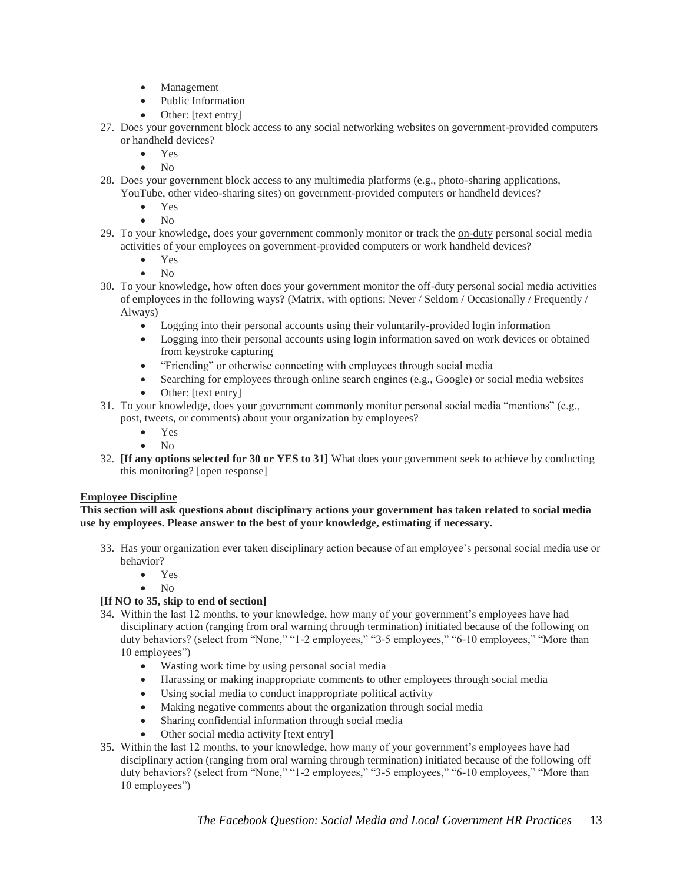- Management
- Public Information
- Other: [text entry]

27. Does your government block access to any social networking websites on government-provided computers or handheld devices?
    - Yes
    - No
28. Does your government block access to any multimedia platforms (e.g., photo-sharing applications, YouTube, other video-sharing sites) on government-provided computers or handheld devices?
    - Yes
    - No
29. To your knowledge, does your government commonly monitor or track the <u>on-duty</u> personal social media activities of your employees on government-provided computers or work handheld devices?
    - Yes
    - No
30. To your knowledge, how often does your government monitor the off-duty personal social media activities of employees in the following ways? (Matrix, with options: Never / Seldom / Occasionally / Frequently / Always)
    - Logging into their personal accounts using their voluntarily-provided login information
    - Logging into their personal accounts using login information saved on work devices or obtained from keystroke capturing
    - "Friending" or otherwise connecting with employees through social media
    - Searching for employees through online search engines (e.g., Google) or social media websites
    - Other: [text entry]
31. To your knowledge, does your government commonly monitor personal social media "mentions" (e.g., post, tweets, or comments) about your organization by employees?
    - Yes
    - No
32. **[If any options selected for 30 or YES to 31]** What does your government seek to achieve by conducting this monitoring? [open response]

**<u>Employee Discipline</u>**

**This section will ask questions about disciplinary actions your government has taken related to social media use by employees. Please answer to the best of your knowledge, estimating if necessary.**

33. Has your organization ever taken disciplinary action because of an employee's personal social media use or behavior?
    - Yes
    - No

**[If NO to 35, skip to end of section]**

34. Within the last 12 months, to your knowledge, how many of your government's employees have had disciplinary action (ranging from oral warning through termination) initiated because of the following <u>on duty</u> behaviors? (select from "None," "1-2 employees," "3-5 employees," "6-10 employees," "More than 10 employees")
    - Wasting work time by using personal social media
    - Harassing or making inappropriate comments to other employees through social media
    - Using social media to conduct inappropriate political activity
    - Making negative comments about the organization through social media
    - Sharing confidential information through social media
    - Other social media activity [text entry]
35. Within the last 12 months, to your knowledge, how many of your government's employees have had disciplinary action (ranging from oral warning through termination) initiated because of the following <u>off duty</u> behaviors? (select from "None," "1-2 employees," "3-5 employees," "6-10 employees," "More than 10 employees")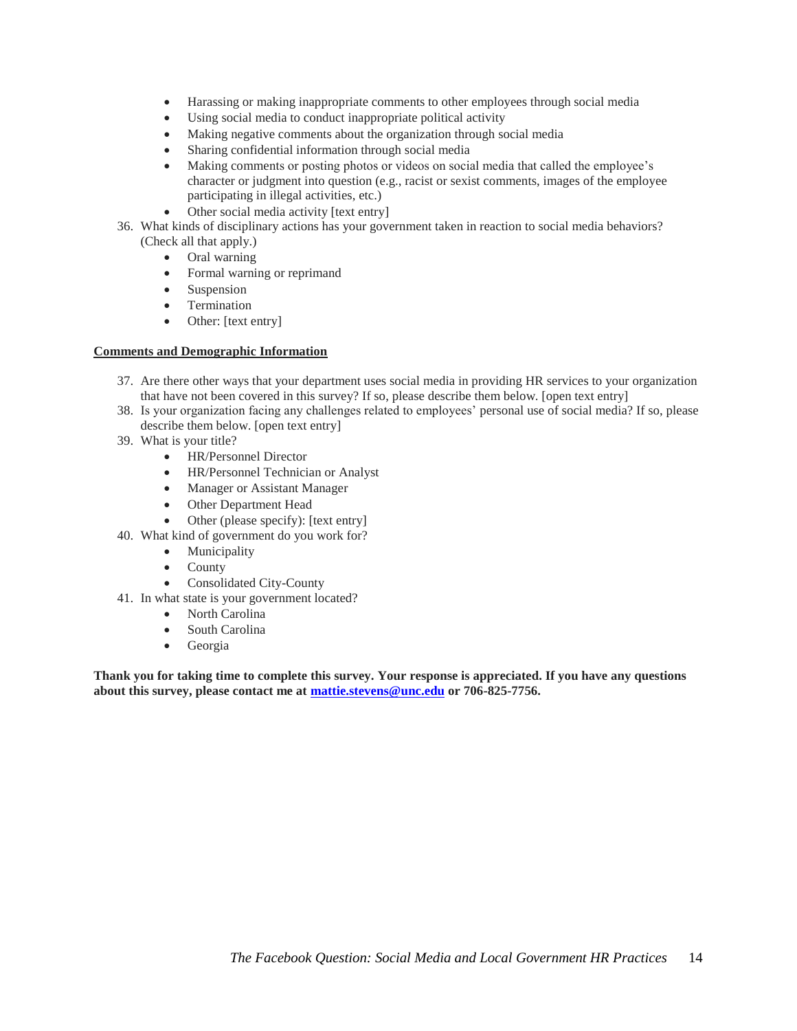- Harassing or making inappropriate comments to other employees through social media
- Using social media to conduct inappropriate political activity
- Making negative comments about the organization through social media
- Sharing confidential information through social media
- Making comments or posting photos or videos on social media that called the employee's character or judgment into question (e.g., racist or sexist comments, images of the employee participating in illegal activities, etc.)
- Other social media activity [text entry]

36. What kinds of disciplinary actions has your government taken in reaction to social media behaviors? (Check all that apply.)
    - Oral warning
    - Formal warning or reprimand
    - Suspension
    - Termination
    - Other: [text entry]

## Comments and Demographic Information

37. Are there other ways that your department uses social media in providing HR services to your organization that have not been covered in this survey? If so, please describe them below. [open text entry]
38. Is your organization facing any challenges related to employees' personal use of social media? If so, please describe them below. [open text entry]
39. What is your title?
    - HR/Personnel Director
    - HR/Personnel Technician or Analyst
    - Manager or Assistant Manager
    - Other Department Head
    - Other (please specify): [text entry]
40. What kind of government do you work for?
    - Municipality
    - County
    - Consolidated City-County
41. In what state is your government located?
    - North Carolina
    - South Carolina
    - Georgia

**Thank you for taking time to complete this survey. Your response is appreciated. If you have any questions about this survey, please contact me at mattie.stevens@unc.edu or 706-825-7756.**